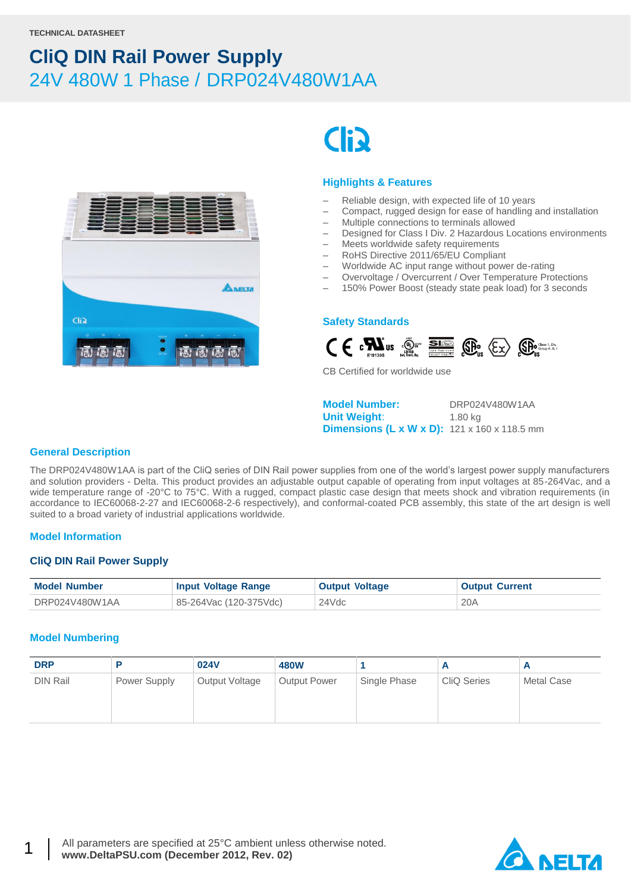TECHNICAL DATASHEET

# CliQ DIN Rail Power Supply

## 24V 480W 1 Phase / DRP024V480W1AA

### Highlights & Features

- Reliable design, with expected life of 10 years
- Compact, rugged design for ease of handling and installation
- Multiple connections to terminals allowed
- Designed for Class I Div. 2 Hazardous Locations environments
- Meets worldwide safety requirements
- RoHS Directive 2011/65/EU Compliant
- Worldwide AC input range without power de-rating
- Overvoltage / Overcurrent / Over Temperature Protections
- 150% Power Boost (steady state peak load) for 3 seconds

### Safety Standards

CB Certified for worldwide use

**Model Number:** DRP024V480W1AA
**Unit Weight:** 1.80 kg
**Dimensions (L x W x D):** 121 x 160 x 118.5 mm

### General Description

The DRP024V480W1AA is part of the CliQ series of DIN Rail power supplies from one of the world's largest power supply manufacturers and solution providers - Delta. This product provides an adjustable output capable of operating from input voltages at 85-264Vac, and a wide temperature range of -20°C to 75°C. With a rugged, compact plastic case design that meets shock and vibration requirements (in accordance to IEC60068-2-27 and IEC60068-2-6 respectively), and conformal-coated PCB assembly, this state of the art design is well suited to a broad variety of industrial applications worldwide.

### Model Information

#### CliQ DIN Rail Power Supply

| Model Number | Input Voltage Range | Output Voltage | Output Current |
|---|---|---|---|
| DRP024V480W1AA | 85-264Vac (120-375Vdc) | 24Vdc | 20A |

### Model Numbering

| DRP | P | 024V | 480W | 1 | A | A |
|---|---|---|---|---|---|---|
| DIN Rail | Power Supply | Output Voltage | Output Power | Single Phase | CliQ Series | Metal Case |

All parameters are specified at 25°C ambient unless otherwise noted.
**www.DeltaPSU.com (December 2012, Rev. 02)**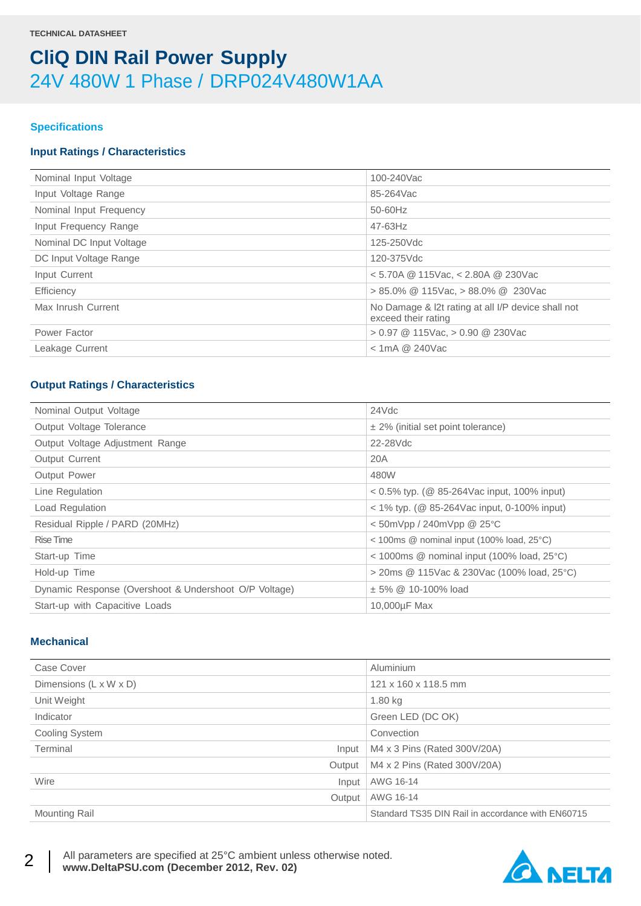TECHNICAL DATASHEET

# CliQ DIN Rail Power Supply

## 24V 480W 1 Phase / DRP024V480W1AA

### Specifications

#### Input Ratings / Characteristics

| | |
|---|---|
| Nominal Input Voltage | 100-240Vac |
| Input Voltage Range | 85-264Vac |
| Nominal Input Frequency | 50-60Hz |
| Input Frequency Range | 47-63Hz |
| Nominal DC Input Voltage | 125-250Vdc |
| DC Input Voltage Range | 120-375Vdc |
| Input Current | < 5.70A @ 115Vac, < 2.80A @ 230Vac |
| Efficiency | > 85.0% @ 115Vac, > 88.0% @ 230Vac |
| Max Inrush Current | No Damage & I2t rating at all I/P device shall not exceed their rating |
| Power Factor | > 0.97 @ 115Vac, > 0.90 @ 230Vac |
| Leakage Current | < 1mA @ 240Vac |

#### Output Ratings / Characteristics

| | |
|---|---|
| Nominal Output Voltage | 24Vdc |
| Output Voltage Tolerance | ± 2% (initial set point tolerance) |
| Output Voltage Adjustment Range | 22-28Vdc |
| Output Current | 20A |
| Output Power | 480W |
| Line Regulation | < 0.5% typ. (@ 85-264Vac input, 100% input) |
| Load Regulation | < 1% typ. (@ 85-264Vac input, 0-100% input) |
| Residual Ripple / PARD (20MHz) | < 50mVpp / 240mVpp @ 25°C |
| Rise Time | < 100ms @ nominal input (100% load, 25°C) |
| Start-up Time | < 1000ms @ nominal input (100% load, 25°C) |
| Hold-up Time | > 20ms @ 115Vac & 230Vac (100% load, 25°C) |
| Dynamic Response (Overshoot & Undershoot O/P Voltage) | ± 5% @ 10-100% load |
| Start-up with Capacitive Loads | 10,000µF Max |

#### Mechanical

| | | |
|---|---|---|
| Case Cover | | Aluminium |
| Dimensions (L x W x D) | | 121 x 160 x 118.5 mm |
| Unit Weight | | 1.80 kg |
| Indicator | | Green LED (DC OK) |
| Cooling System | | Convection |
| Terminal | Input | M4 x 3 Pins (Rated 300V/20A) |
| | Output | M4 x 2 Pins (Rated 300V/20A) |
| Wire | Input | AWG 16-14 |
| | Output | AWG 16-14 |
| Mounting Rail | | Standard TS35 DIN Rail in accordance with EN60715 |

All parameters are specified at 25°C ambient unless otherwise noted.
**www.DeltaPSU.com (December 2012, Rev. 02)**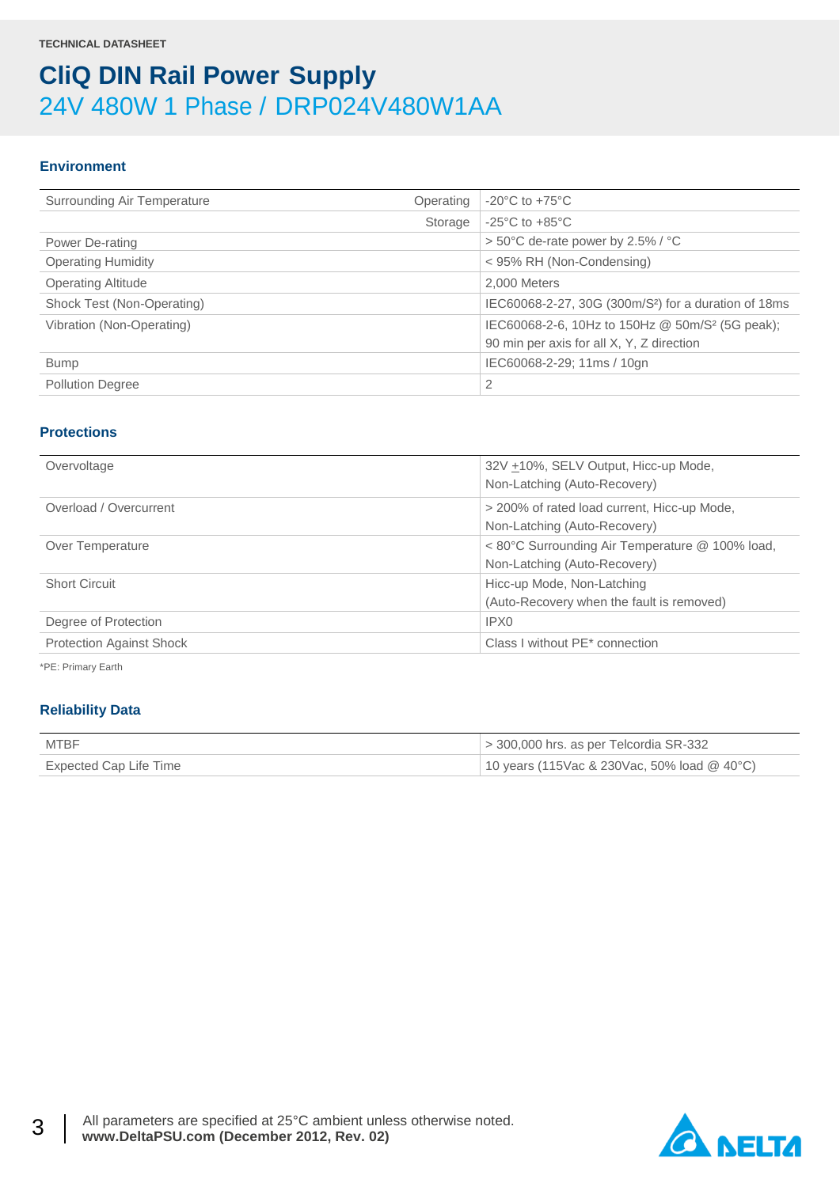TECHNICAL DATASHEET

# CliQ DIN Rail Power Supply

## 24V 480W 1 Phase / DRP024V480W1AA

### Environment

| | | |
|---|---|---|
| Surrounding Air Temperature | Operating | -20°C to +75°C |
| | Storage | -25°C to +85°C |
| Power De-rating | | > 50°C de-rate power by 2.5% / °C |
| Operating Humidity | | < 95% RH (Non-Condensing) |
| Operating Altitude | | 2,000 Meters |
| Shock Test (Non-Operating) | | IEC60068-2-27, 30G (300m/S²) for a duration of 18ms |
| Vibration (Non-Operating) | | IEC60068-2-6, 10Hz to 150Hz @ 50m/S² (5G peak); 90 min per axis for all X, Y, Z direction |
| Bump | | IEC60068-2-29; 11ms / 10gn |
| Pollution Degree | | 2 |

### Protections

| | |
|---|---|
| Overvoltage | 32V ±10%, SELV Output, Hicc-up Mode, Non-Latching (Auto-Recovery) |
| Overload / Overcurrent | > 200% of rated load current, Hicc-up Mode, Non-Latching (Auto-Recovery) |
| Over Temperature | < 80°C Surrounding Air Temperature @ 100% load, Non-Latching (Auto-Recovery) |
| Short Circuit | Hicc-up Mode, Non-Latching (Auto-Recovery when the fault is removed) |
| Degree of Protection | IPX0 |
| Protection Against Shock | Class I without PE* connection |

*PE: Primary Earth

### Reliability Data

| | |
|---|---|
| MTBF | > 300,000 hrs. as per Telcordia SR-332 |
| Expected Cap Life Time | 10 years (115Vac & 230Vac, 50% load @ 40°C) |

All parameters are specified at 25°C ambient unless otherwise noted.
**www.DeltaPSU.com (December 2012, Rev. 02)**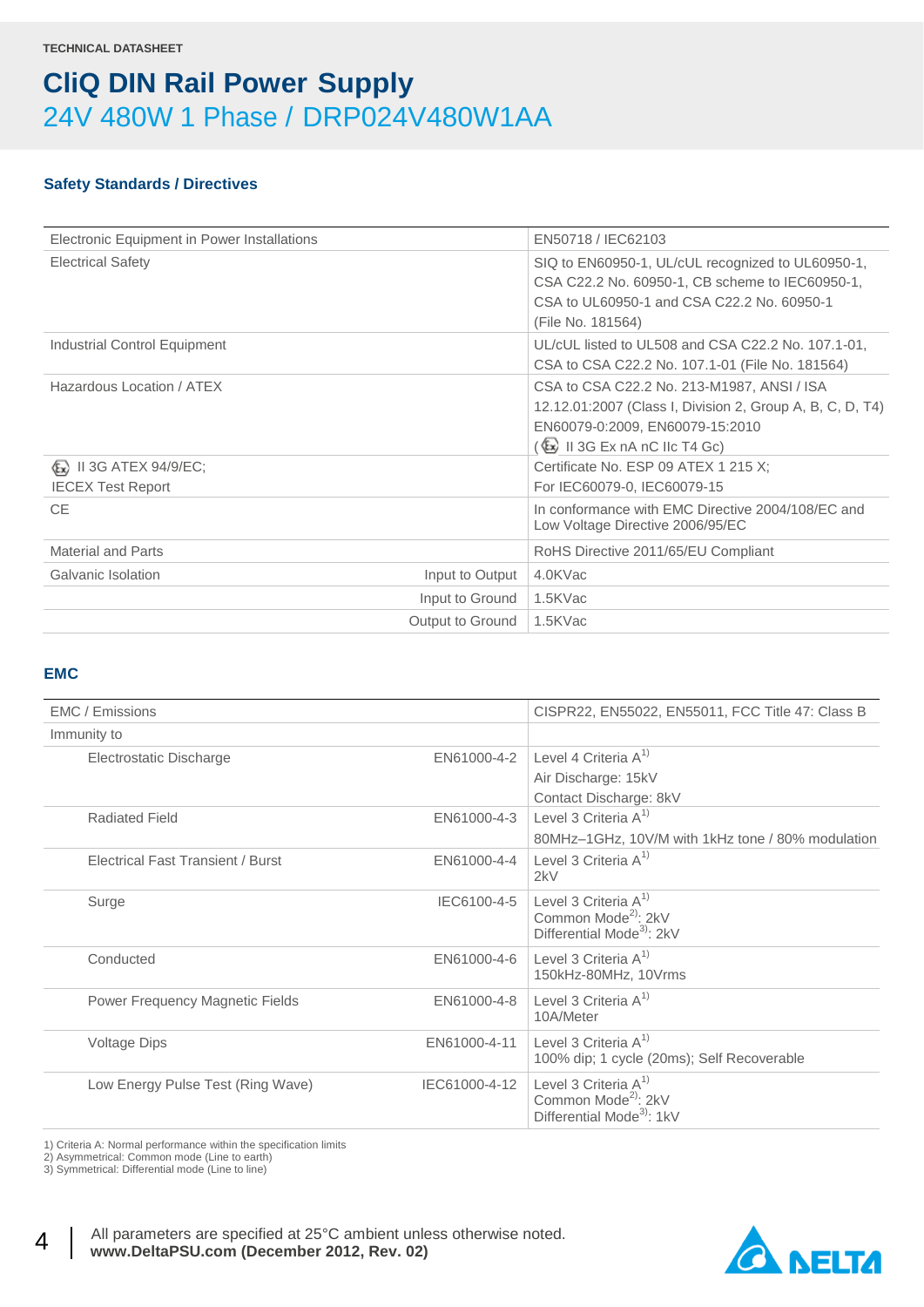TECHNICAL DATASHEET

# CliQ DIN Rail Power Supply

## 24V 480W 1 Phase / DRP024V480W1AA

### Safety Standards / Directives

| | | |
|---|---|---|
| Electronic Equipment in Power Installations | | EN50718 / IEC62103 |
| Electrical Safety | | SIQ to EN60950-1, UL/cUL recognized to UL60950-1, CSA C22.2 No. 60950-1, CB scheme to IEC60950-1, CSA to UL60950-1 and CSA C22.2 No. 60950-1 (File No. 181564) |
| Industrial Control Equipment | | UL/cUL listed to UL508 and CSA C22.2 No. 107.1-01, CSA to CSA C22.2 No. 107.1-01 (File No. 181564) |
| Hazardous Location / ATEX | | CSA to CSA C22.2 No. 213-M1987, ANSI / ISA 12.12.01:2007 (Class I, Division 2, Group A, B, C, D, T4) EN60079-0:2009, EN60079-15:2010 (Ex II 3G Ex nA nC IIc T4 Gc) |
| Ex II 3G ATEX 94/9/EC; IECEX Test Report | | Certificate No. ESP 09 ATEX 1 215 X; For IEC60079-0, IEC60079-15 |
| CE | | In conformance with EMC Directive 2004/108/EC and Low Voltage Directive 2006/95/EC |
| Material and Parts | | RoHS Directive 2011/65/EU Compliant |
| Galvanic Isolation | Input to Output | 4.0KVac |
| | Input to Ground | 1.5KVac |
| | Output to Ground | 1.5KVac |

### EMC

| | | |
|---|---|---|
| EMC / Emissions | | CISPR22, EN55022, EN55011, FCC Title 47: Class B |
| Immunity to | | |
| Electrostatic Discharge | EN61000-4-2 | Level 4 Criteria A[1] Air Discharge: 15kV Contact Discharge: 8kV |
| Radiated Field | EN61000-4-3 | Level 3 Criteria A[1] 80MHz–1GHz, 10V/M with 1kHz tone / 80% modulation |
| Electrical Fast Transient / Burst | EN61000-4-4 | Level 3 Criteria A[1] 2kV |
| Surge | IEC6100-4-5 | Level 3 Criteria A[1] Common Mode[2]: 2kV Differential Mode[3]: 2kV |
| Conducted | EN61000-4-6 | Level 3 Criteria A[1] 150kHz-80MHz, 10Vrms |
| Power Frequency Magnetic Fields | EN61000-4-8 | Level 3 Criteria A[1] 10A/Meter |
| Voltage Dips | EN61000-4-11 | Level 3 Criteria A[1] 100% dip; 1 cycle (20ms); Self Recoverable |
| Low Energy Pulse Test (Ring Wave) | IEC61000-4-12 | Level 3 Criteria A[1] Common Mode[2]: 2kV Differential Mode[3]: 1kV |

1) Criteria A: Normal performance within the specification limits
2) Asymmetrical: Common mode (Line to earth)
3) Symmetrical: Differential mode (Line to line)

All parameters are specified at 25°C ambient unless otherwise noted.
**www.DeltaPSU.com (December 2012, Rev. 02)**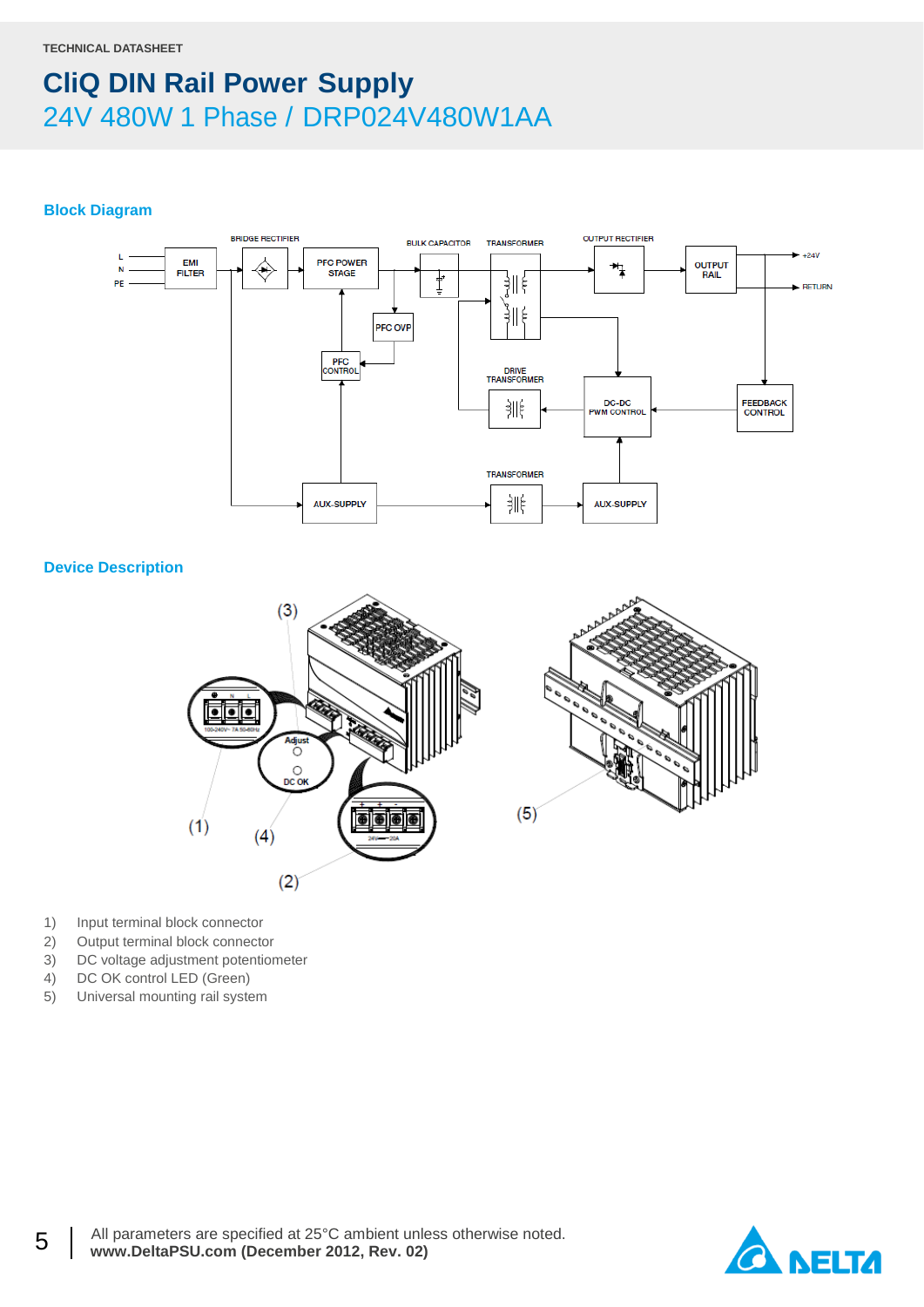## Block Diagram

## Device Description

1) Input terminal block connector
2) Output terminal block connector
3) DC voltage adjustment potentiometer
4) DC OK control LED (Green)
5) Universal mounting rail system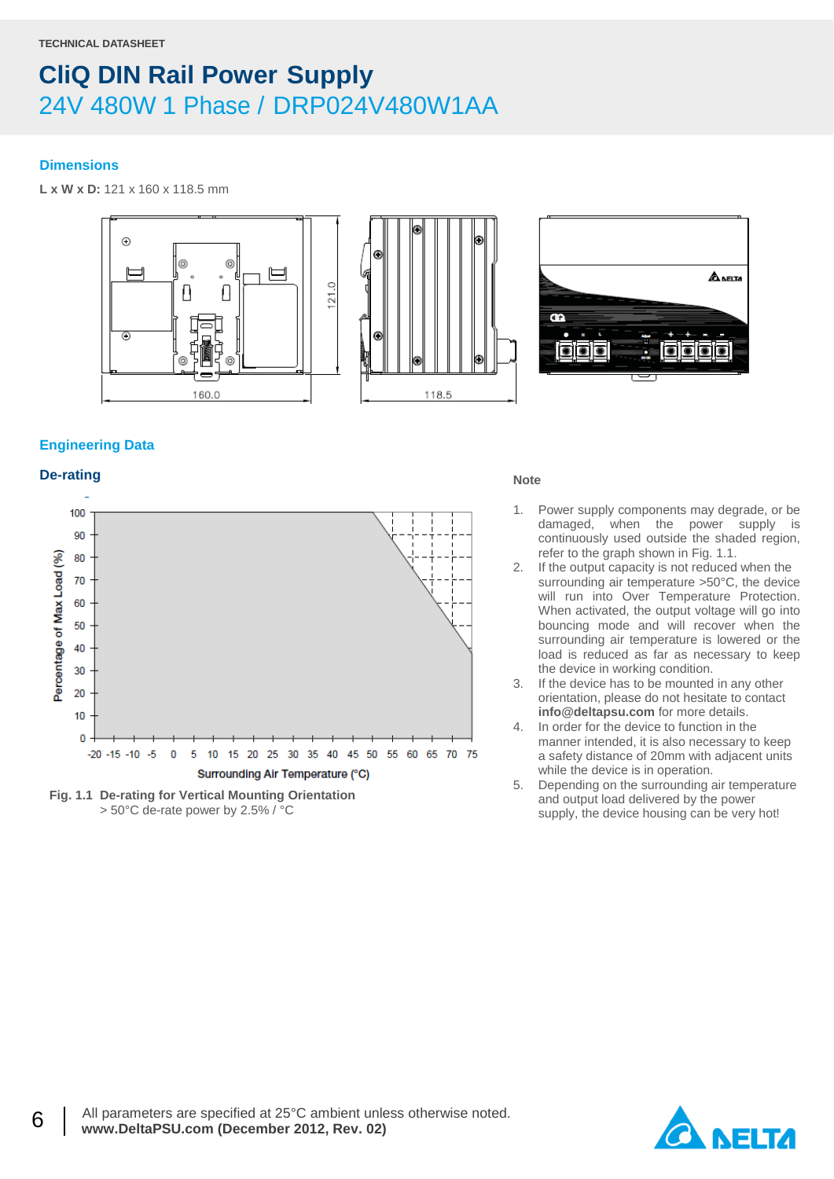TECHNICAL DATASHEET

# CliQ DIN Rail Power Supply

## 24V 480W 1 Phase / DRP024V480W1AA

### Dimensions

**L x W x D:** 121 x 160 x 118.5 mm

### Engineering Data

#### De-rating

Fig. 1.1 De-rating for Vertical Mounting Orientation
> 50°C de-rate power by 2.5% / °C

**Note**

1. Power supply components may degrade, or be damaged, when the power supply is continuously used outside the shaded region, refer to the graph shown in Fig. 1.1.
2. If the output capacity is not reduced when the surrounding air temperature >50°C, the device will run into Over Temperature Protection. When activated, the output voltage will go into bouncing mode and will recover when the surrounding air temperature is lowered or the load is reduced as far as necessary to keep the device in working condition.
3. If the device has to be mounted in any other orientation, please do not hesitate to contact **info@deltapsu.com** for more details.
4. In order for the device to function in the manner intended, it is also necessary to keep a safety distance of 20mm with adjacent units while the device is in operation.
5. Depending on the surrounding air temperature and output load delivered by the power supply, the device housing can be very hot!

All parameters are specified at 25°C ambient unless otherwise noted.
**www.DeltaPSU.com (December 2012, Rev. 02)**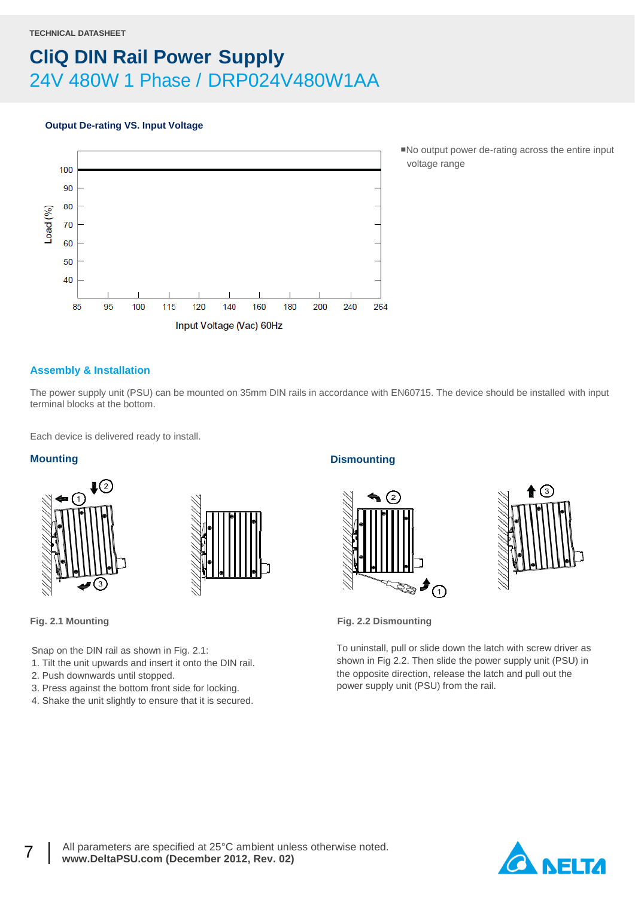TECHNICAL DATASHEET

# CliQ DIN Rail Power Supply

## 24V 480W 1 Phase / DRP024V480W1AA

### Output De-rating VS. Input Voltage

- No output power de-rating across the entire input voltage range

## Assembly & Installation

The power supply unit (PSU) can be mounted on 35mm DIN rails in accordance with EN60715. The device should be installed with input terminal blocks at the bottom.

Each device is delivered ready to install.

### Mounting

Fig. 2.1 Mounting

Snap on the DIN rail as shown in Fig. 2.1:
1. Tilt the unit upwards and insert it onto the DIN rail.
2. Push downwards until stopped.
3. Press against the bottom front side for locking.
4. Shake the unit slightly to ensure that it is secured.

### Dismounting

Fig. 2.2 Dismounting

To uninstall, pull or slide down the latch with screw driver as shown in Fig 2.2. Then slide the power supply unit (PSU) in the opposite direction, release the latch and pull out the power supply unit (PSU) from the rail.

All parameters are specified at 25°C ambient unless otherwise noted.
**www.DeltaPSU.com (December 2012, Rev. 02)**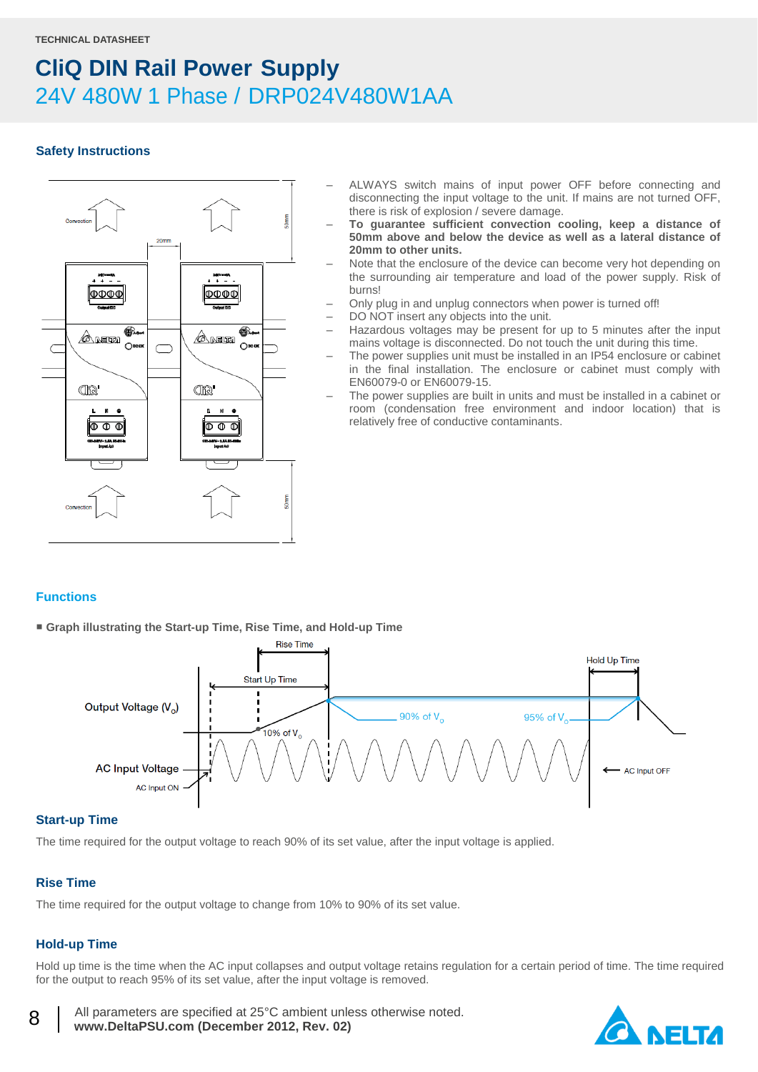TECHNICAL DATASHEET

# CliQ DIN Rail Power Supply

## 24V 480W 1 Phase / DRP024V480W1AA

### Safety Instructions

- ALWAYS switch mains of input power OFF before connecting and disconnecting the input voltage to the unit. If mains are not turned OFF, there is risk of explosion / severe damage.
- **To guarantee sufficient convection cooling, keep a distance of 50mm above and below the device as well as a lateral distance of 20mm to other units.**
- Note that the enclosure of the device can become very hot depending on the surrounding air temperature and load of the power supply. Risk of burns!
- Only plug in and unplug connectors when power is turned off!
- DO NOT insert any objects into the unit.
- Hazardous voltages may be present for up to 5 minutes after the input mains voltage is disconnected. Do not touch the unit during this time.
- The power supplies unit must be installed in an IP54 enclosure or cabinet in the final installation. The enclosure or cabinet must comply with EN60079-0 or EN60079-15.
- The power supplies are built in units and must be installed in a cabinet or room (condensation free environment and indoor location) that is relatively free of conductive contaminants.

### Functions

■ **Graph illustrating the Start-up Time, Rise Time, and Hold-up Time**

### Start-up Time

The time required for the output voltage to reach 90% of its set value, after the input voltage is applied.

### Rise Time

The time required for the output voltage to change from 10% to 90% of its set value.

### Hold-up Time

Hold up time is the time when the AC input collapses and output voltage retains regulation for a certain period of time. The time required for the output to reach 95% of its set value, after the input voltage is removed.

All parameters are specified at 25°C ambient unless otherwise noted.
**www.DeltaPSU.com (December 2012, Rev. 02)**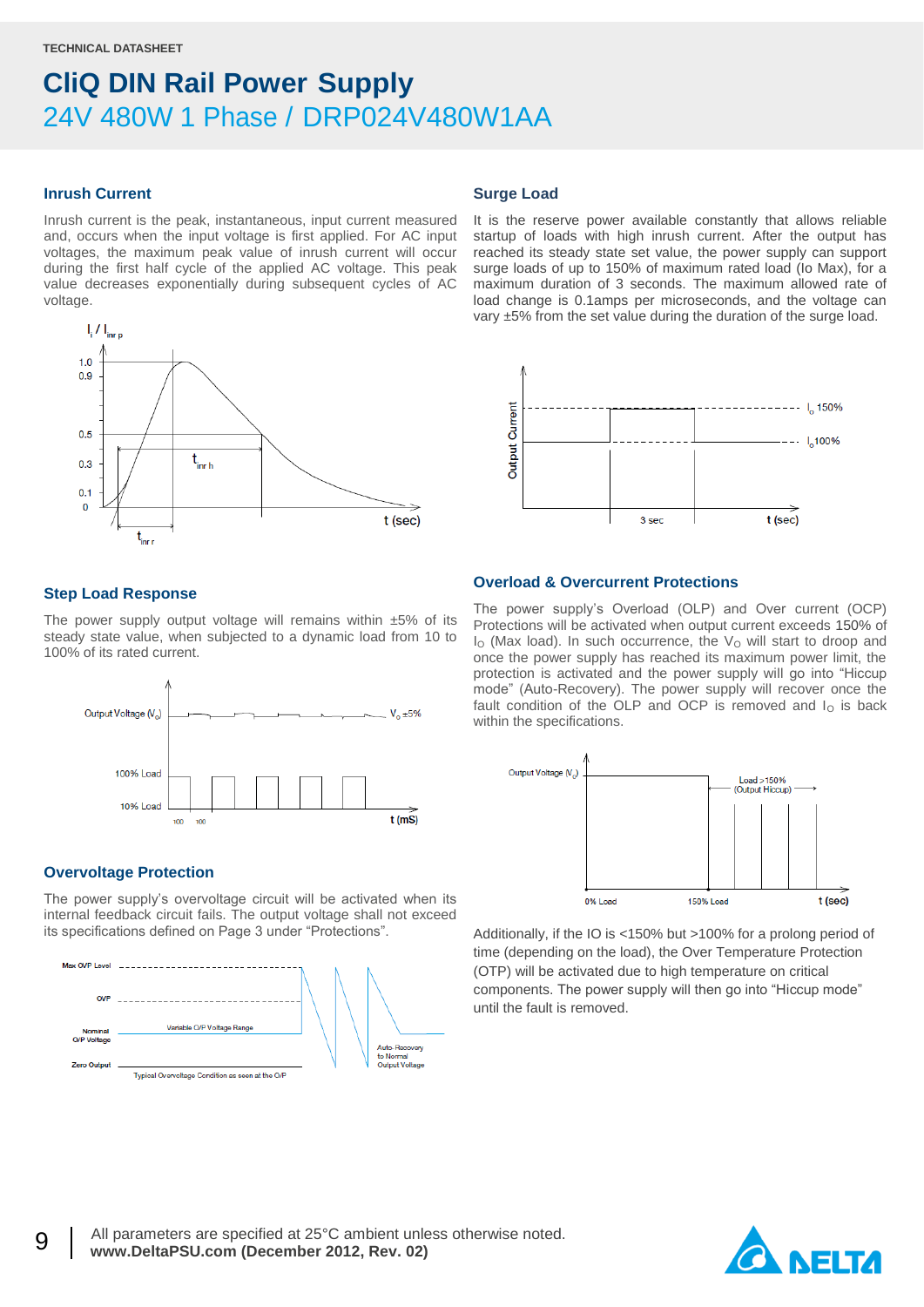TECHNICAL DATASHEET

# CliQ DIN Rail Power Supply

## 24V 480W 1 Phase / DRP024V480W1AA

### Inrush Current

Inrush current is the peak, instantaneous, input current measured and, occurs when the input voltage is first applied. For AC input voltages, the maximum peak value of inrush current will occur during the first half cycle of the applied AC voltage. This peak value decreases exponentially during subsequent cycles of AC voltage.

### Surge Load

It is the reserve power available constantly that allows reliable startup of loads with high inrush current. After the output has reached its steady state set value, the power supply can support surge loads of up to 150% of maximum rated load (Io Max), for a maximum duration of 3 seconds. The maximum allowed rate of load change is 0.1amps per microseconds, and the voltage can vary ±5% from the set value during the duration of the surge load.

### Step Load Response

The power supply output voltage will remains within ±5% of its steady state value, when subjected to a dynamic load from 10 to 100% of its rated current.

### Overload & Overcurrent Protections

The power supply's Overload (OLP) and Over current (OCP) Protections will be activated when output current exceeds 150% of $I_O$ (Max load). In such occurrence, the $V_O$ will start to droop and once the power supply has reached its maximum power limit, the protection is activated and the power supply will go into "Hiccup mode" (Auto-Recovery). The power supply will recover once the fault condition of the OLP and OCP is removed and $I_O$ is back within the specifications.

Additionally, if the IO is <150% but >100% for a prolong period of time (depending on the load), the Over Temperature Protection (OTP) will be activated due to high temperature on critical components. The power supply will then go into "Hiccup mode" until the fault is removed.

### Overvoltage Protection

The power supply's overvoltage circuit will be activated when its internal feedback circuit fails. The output voltage shall not exceed its specifications defined on Page 3 under "Protections".

All parameters are specified at 25°C ambient unless otherwise noted.
**www.DeltaPSU.com (December 2012, Rev. 02)**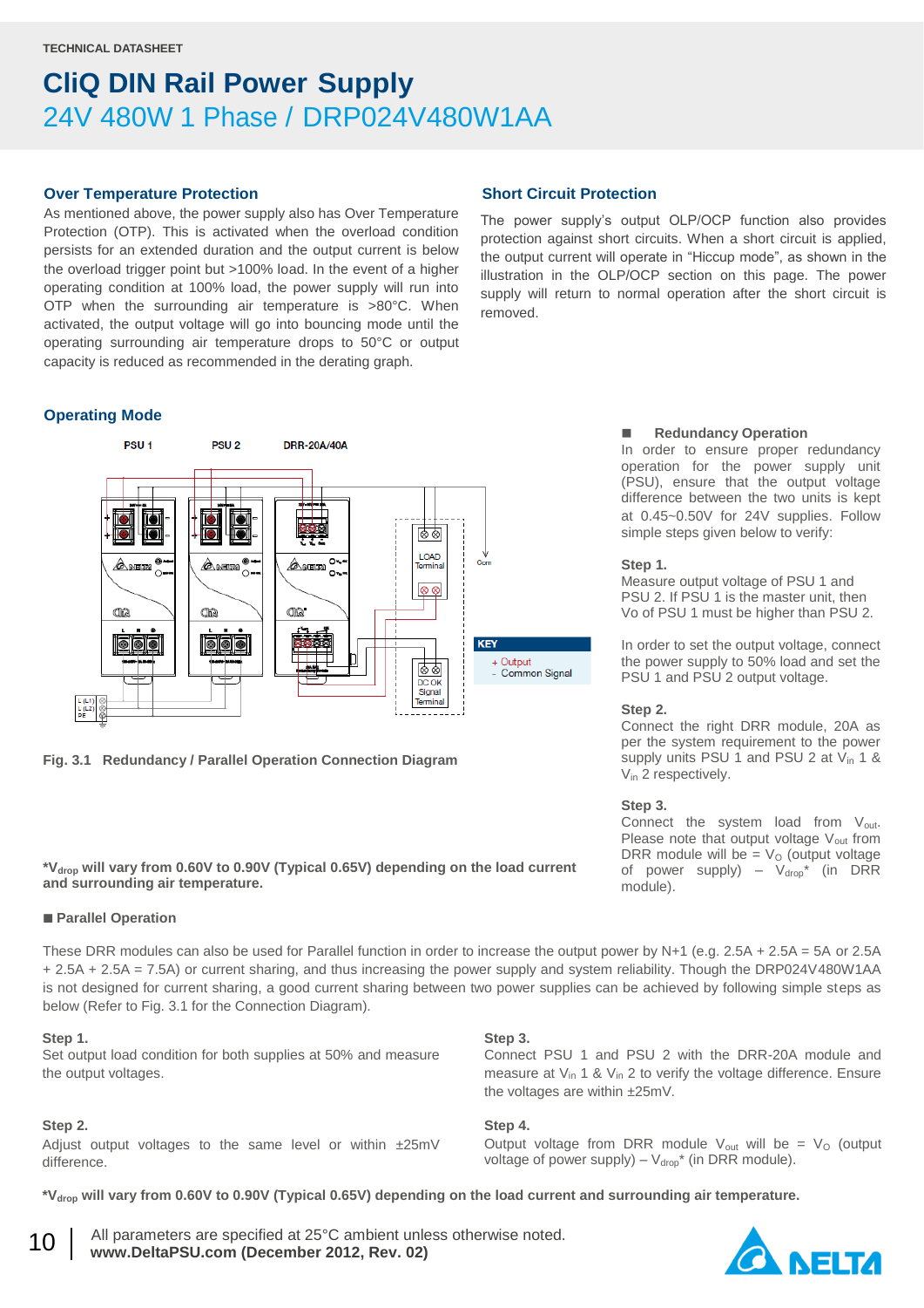## Over Temperature Protection

As mentioned above, the power supply also has Over Temperature Protection (OTP). This is activated when the overload condition persists for an extended duration and the output current is below the overload trigger point but >100% load. In the event of a higher operating condition at 100% load, the power supply will run into OTP when the surrounding air temperature is >80°C. When activated, the output voltage will go into bouncing mode until the operating surrounding air temperature drops to 50°C or output capacity is reduced as recommended in the derating graph.

## Short Circuit Protection

The power supply's output OLP/OCP function also provides protection against short circuits. When a short circuit is applied, the output current will operate in "Hiccup mode", as shown in the illustration in the OLP/OCP section on this page. The power supply will return to normal operation after the short circuit is removed.

## Operating Mode

**Fig. 3.1 Redundancy / Parallel Operation Connection Diagram**

**\*$V_{drop}$ will vary from 0.60V to 0.90V (Typical 0.65V) depending on the load current and surrounding air temperature.**

### ■ Redundancy Operation

In order to ensure proper redundancy operation for the power supply unit (PSU), ensure that the output voltage difference between the two units is kept at 0.45~0.50V for 24V supplies. Follow simple steps given below to verify:

**Step 1.**
Measure output voltage of PSU 1 and PSU 2. If PSU 1 is the master unit, then Vo of PSU 1 must be higher than PSU 2.

In order to set the output voltage, connect the power supply to 50% load and set the PSU 1 and PSU 2 output voltage.

**Step 2.**
Connect the right DRR module, 20A as per the system requirement to the power supply units PSU 1 and PSU 2 at $V_{in}$ 1 & $V_{in}$ 2 respectively.

**Step 3.**
Connect the system load from $V_{out}$. Please note that output voltage $V_{out}$ from DRR module will be = $V_O$ (output voltage of power supply) – $V_{drop}$\* (in DRR module).

### ■ Parallel Operation

These DRR modules can also be used for Parallel function in order to increase the output power by N+1 (e.g. 2.5A + 2.5A = 5A or 2.5A + 2.5A + 2.5A = 7.5A) or current sharing, and thus increasing the power supply and system reliability. Though the DRP024V480W1AA is not designed for current sharing, a good current sharing between two power supplies can be achieved by following simple steps as below (Refer to Fig. 3.1 for the Connection Diagram).

**Step 1.**
Set output load condition for both supplies at 50% and measure the output voltages.

**Step 2.**
Adjust output voltages to the same level or within ±25mV difference.

**Step 3.**
Connect PSU 1 and PSU 2 with the DRR-20A module and measure at $V_{in}$ 1 & $V_{in}$ 2 to verify the voltage difference. Ensure the voltages are within ±25mV.

**Step 4.**
Output voltage from DRR module $V_{out}$ will be = $V_O$ (output voltage of power supply) – $V_{drop}$\* (in DRR module).

**\*$V_{drop}$ will vary from 0.60V to 0.90V (Typical 0.65V) depending on the load current and surrounding air temperature.**

All parameters are specified at 25°C ambient unless otherwise noted.
**www.DeltaPSU.com (December 2012, Rev. 02)**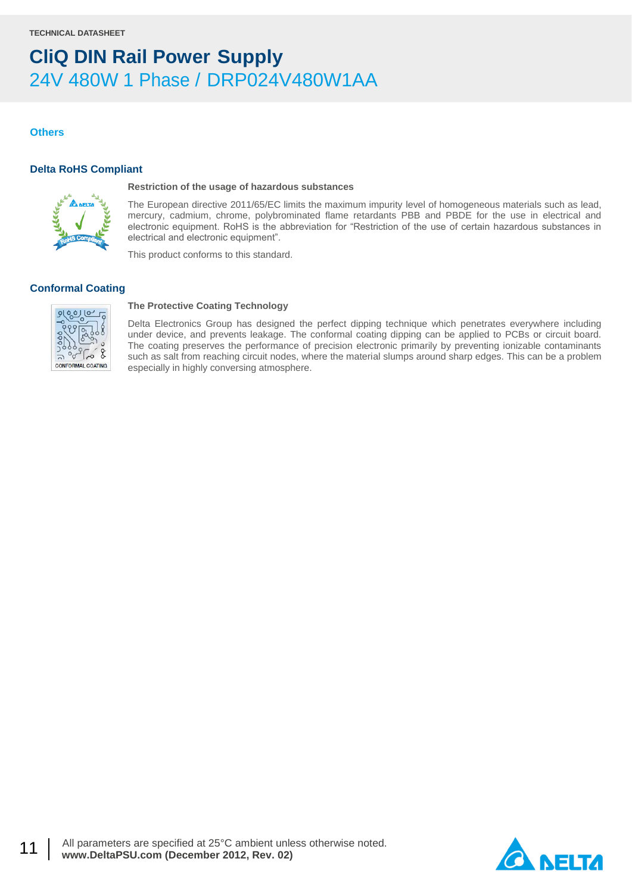## Others

### Delta RoHS Compliant

**Restriction of the usage of hazardous substances**

The European directive 2011/65/EC limits the maximum impurity level of homogeneous materials such as lead, mercury, cadmium, chrome, polybrominated flame retardants PBB and PBDE for the use in electrical and electronic equipment. RoHS is the abbreviation for "Restriction of the use of certain hazardous substances in electrical and electronic equipment".

This product conforms to this standard.

### Conformal Coating

**The Protective Coating Technology**

Delta Electronics Group has designed the perfect dipping technique which penetrates everywhere including under device, and prevents leakage. The conformal coating dipping can be applied to PCBs or circuit board. The coating preserves the performance of precision electronic primarily by preventing ionizable contaminants such as salt from reaching circuit nodes, where the material slumps around sharp edges. This can be a problem especially in highly conversing atmosphere.